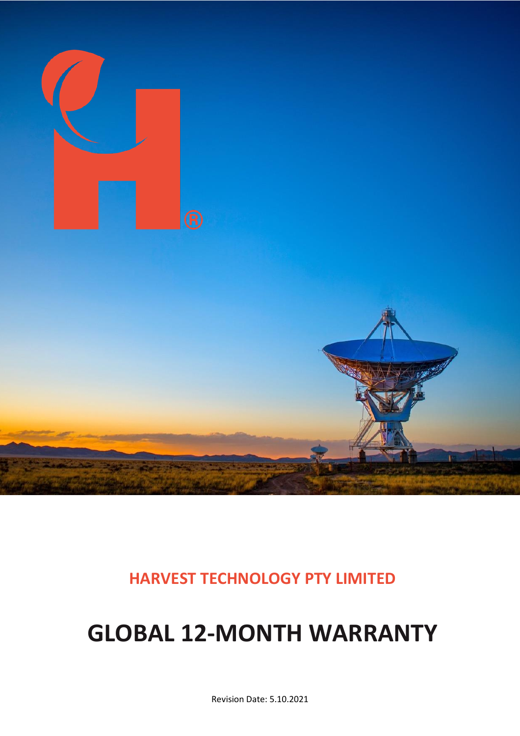**HARVEST TECHNOLOGY PTY LIMITED**

# GLOBAL 12-MONTH WARRANTY

Revision Date: 5.10.2021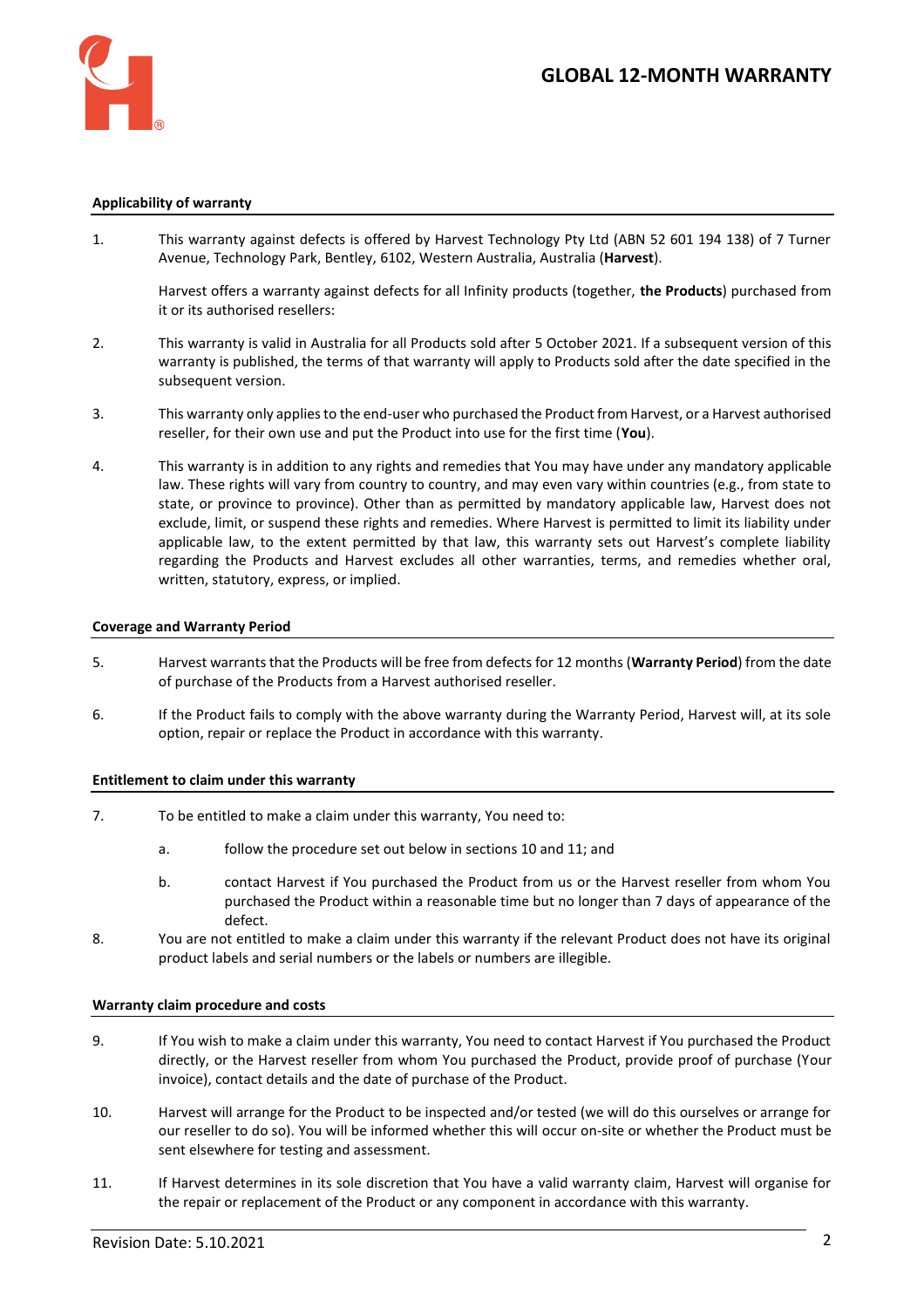# GLOBAL 12-MONTH WARRANTY

## Applicability of warranty

1. This warranty against defects is offered by Harvest Technology Pty Ltd (ABN 52 601 194 138) of 7 Turner Avenue, Technology Park, Bentley, 6102, Western Australia, Australia (**Harvest**).

   Harvest offers a warranty against defects for all Infinity products (together, **the Products**) purchased from it or its authorised resellers:

2. This warranty is valid in Australia for all Products sold after 5 October 2021. If a subsequent version of this warranty is published, the terms of that warranty will apply to Products sold after the date specified in the subsequent version.

3. This warranty only applies to the end-user who purchased the Product from Harvest, or a Harvest authorised reseller, for their own use and put the Product into use for the first time (**You**).

4. This warranty is in addition to any rights and remedies that You may have under any mandatory applicable law. These rights will vary from country to country, and may even vary within countries (e.g., from state to state, or province to province). Other than as permitted by mandatory applicable law, Harvest does not exclude, limit, or suspend these rights and remedies. Where Harvest is permitted to limit its liability under applicable law, to the extent permitted by that law, this warranty sets out Harvest's complete liability regarding the Products and Harvest excludes all other warranties, terms, and remedies whether oral, written, statutory, express, or implied.

## Coverage and Warranty Period

5. Harvest warrants that the Products will be free from defects for 12 months (**Warranty Period**) from the date of purchase of the Products from a Harvest authorised reseller.

6. If the Product fails to comply with the above warranty during the Warranty Period, Harvest will, at its sole option, repair or replace the Product in accordance with this warranty.

## Entitlement to claim under this warranty

7. To be entitled to make a claim under this warranty, You need to:

   a. follow the procedure set out below in sections 10 and 11; and

   b. contact Harvest if You purchased the Product from us or the Harvest reseller from whom You purchased the Product within a reasonable time but no longer than 7 days of appearance of the defect.

8. You are not entitled to make a claim under this warranty if the relevant Product does not have its original product labels and serial numbers or the labels or numbers are illegible.

## Warranty claim procedure and costs

9. If You wish to make a claim under this warranty, You need to contact Harvest if You purchased the Product directly, or the Harvest reseller from whom You purchased the Product, provide proof of purchase (Your invoice), contact details and the date of purchase of the Product.

10. Harvest will arrange for the Product to be inspected and/or tested (we will do this ourselves or arrange for our reseller to do so). You will be informed whether this will occur on-site or whether the Product must be sent elsewhere for testing and assessment.

11. If Harvest determines in its sole discretion that You have a valid warranty claim, Harvest will organise for the repair or replacement of the Product or any component in accordance with this warranty.

Revision Date: 5.10.2021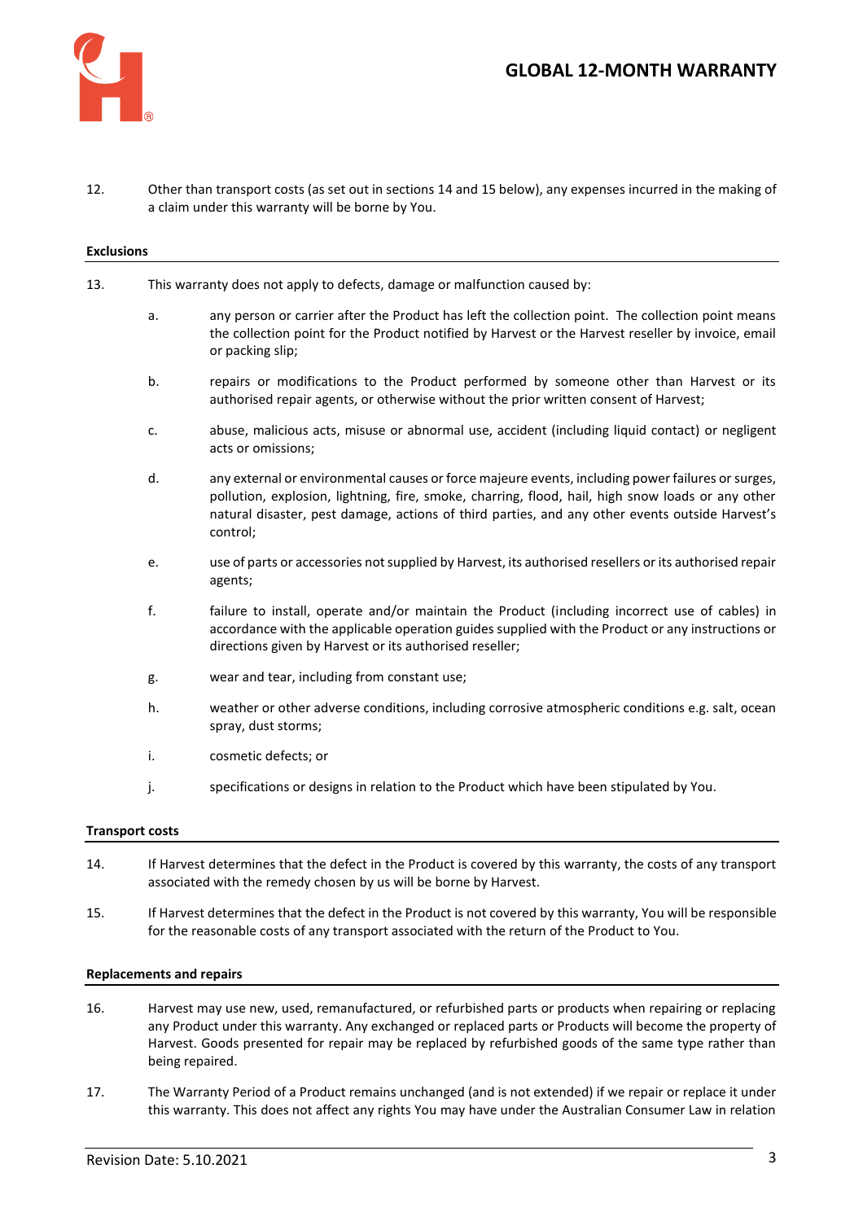12. Other than transport costs (as set out in sections 14 and 15 below), any expenses incurred in the making of a claim under this warranty will be borne by You.

**Exclusions**

13. This warranty does not apply to defects, damage or malfunction caused by:

    a. any person or carrier after the Product has left the collection point. The collection point means the collection point for the Product notified by Harvest or the Harvest reseller by invoice, email or packing slip;

    b. repairs or modifications to the Product performed by someone other than Harvest or its authorised repair agents, or otherwise without the prior written consent of Harvest;

    c. abuse, malicious acts, misuse or abnormal use, accident (including liquid contact) or negligent acts or omissions;

    d. any external or environmental causes or force majeure events, including power failures or surges, pollution, explosion, lightning, fire, smoke, charring, flood, hail, high snow loads or any other natural disaster, pest damage, actions of third parties, and any other events outside Harvest's control;

    e. use of parts or accessories not supplied by Harvest, its authorised resellers or its authorised repair agents;

    f. failure to install, operate and/or maintain the Product (including incorrect use of cables) in accordance with the applicable operation guides supplied with the Product or any instructions or directions given by Harvest or its authorised reseller;

    g. wear and tear, including from constant use;

    h. weather or other adverse conditions, including corrosive atmospheric conditions e.g. salt, ocean spray, dust storms;

    i. cosmetic defects; or

    j. specifications or designs in relation to the Product which have been stipulated by You.

**Transport costs**

14. If Harvest determines that the defect in the Product is covered by this warranty, the costs of any transport associated with the remedy chosen by us will be borne by Harvest.

15. If Harvest determines that the defect in the Product is not covered by this warranty, You will be responsible for the reasonable costs of any transport associated with the return of the Product to You.

**Replacements and repairs**

16. Harvest may use new, used, remanufactured, or refurbished parts or products when repairing or replacing any Product under this warranty. Any exchanged or replaced parts or Products will become the property of Harvest. Goods presented for repair may be replaced by refurbished goods of the same type rather than being repaired.

17. The Warranty Period of a Product remains unchanged (and is not extended) if we repair or replace it under this warranty. This does not affect any rights You may have under the Australian Consumer Law in relation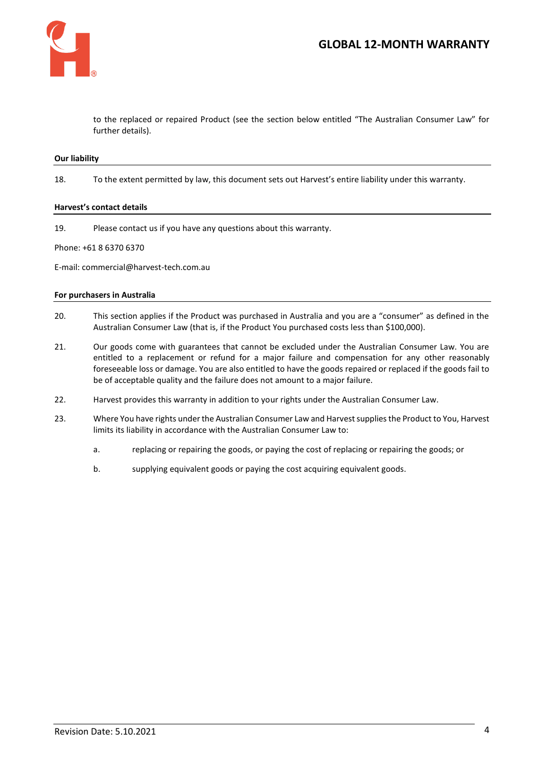to the replaced or repaired Product (see the section below entitled "The Australian Consumer Law" for further details).

**Our liability**

18. To the extent permitted by law, this document sets out Harvest's entire liability under this warranty.

**Harvest's contact details**

19. Please contact us if you have any questions about this warranty.

Phone: +61 8 6370 6370

E-mail: commercial@harvest-tech.com.au

**For purchasers in Australia**

20. This section applies if the Product was purchased in Australia and you are a "consumer" as defined in the Australian Consumer Law (that is, if the Product You purchased costs less than $100,000).

21. Our goods come with guarantees that cannot be excluded under the Australian Consumer Law. You are entitled to a replacement or refund for a major failure and compensation for any other reasonably foreseeable loss or damage. You are also entitled to have the goods repaired or replaced if the goods fail to be of acceptable quality and the failure does not amount to a major failure.

22. Harvest provides this warranty in addition to your rights under the Australian Consumer Law.

23. Where You have rights under the Australian Consumer Law and Harvest supplies the Product to You, Harvest limits its liability in accordance with the Australian Consumer Law to:

    a. replacing or repairing the goods, or paying the cost of replacing or repairing the goods; or

    b. supplying equivalent goods or paying the cost acquiring equivalent goods.